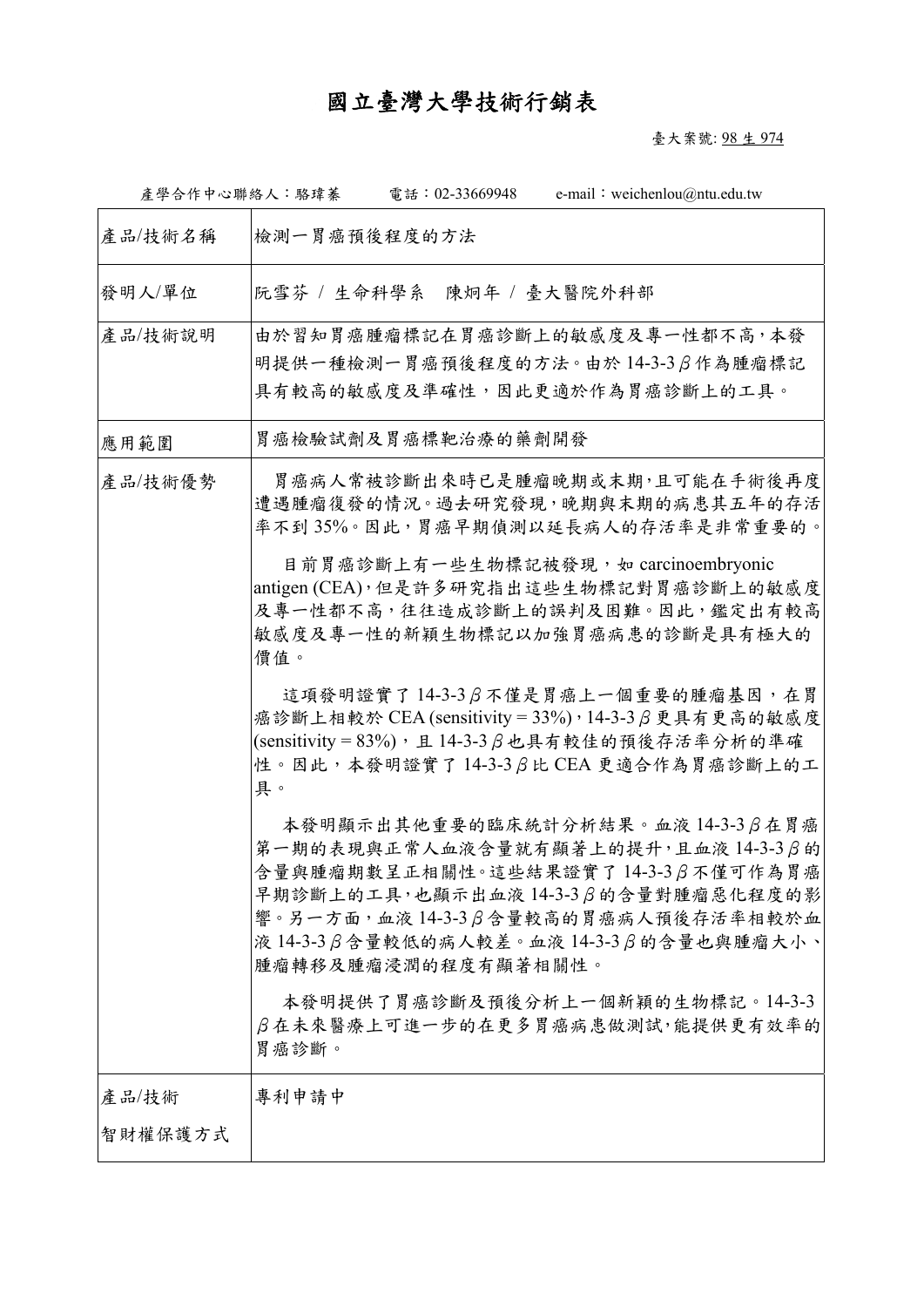# 國立臺灣大學技術行銷表

臺大案號: 98 生 974

產學合作中心聯絡人：駱瑋蓁　　電話：02-33669948　　e-mail：weichenlou@ntu.edu.tw

| 產品/技術名稱 | 檢測一胃癌預後程度的方法 |
|---|---|
| 發明人/單位 | 阮雪芬 / 生命科學系　陳炯年 / 臺大醫院外科部 |
| 產品/技術說明 | 由於習知胃癌腫瘤標記在胃癌診斷上的敏感度及專一性都不高，本發明提供一種檢測一胃癌預後程度的方法。由於 14-3-3β 作為腫瘤標記具有較高的敏感度及準確性，因此更適於作為胃癌診斷上的工具。 |
| 應用範圍 | 胃癌檢驗試劑及胃癌標靶治療的藥劑開發 |
| 產品/技術優勢 | 胃癌病人常被診斷出來時已是腫瘤晚期或末期，且可能在手術後再度遭遇腫瘤復發的情況。過去研究發現，晚期與末期的病患其五年的存活率不到 35%。因此，胃癌早期偵測以延長病人的存活率是非常重要的。<br><br>目前胃癌診斷上有一些生物標記被發現，如 carcinoembryonic antigen (CEA)，但是許多研究指出這些生物標記對胃癌診斷上的敏感度及專一性都不高，往往造成診斷上的誤判及困難。因此，鑑定出有較高敏感度及專一性的新穎生物標記以加強胃癌病患的診斷是具有極大的價值。<br><br>這項發明證實了 14-3-3β 不僅是胃癌上一個重要的腫瘤基因，在胃癌診斷上相較於 CEA (sensitivity = 33%)，14-3-3β 更具有更高的敏感度 (sensitivity = 83%)，且 14-3-3β 也具有較佳的預後存活率分析的準確性。因此，本發明證實了 14-3-3β 比 CEA 更適合作為胃癌診斷上的工具。<br><br>本發明顯示出其他重要的臨床統計分析結果。血液 14-3-3β 在胃癌第一期的表現與正常人血液含量就有顯著上的提升，且血液 14-3-3β 的含量與腫瘤期數呈正相關性。這些結果證實了 14-3-3β 不僅可作為胃癌早期診斷上的工具，也顯示出血液 14-3-3β 的含量對腫瘤惡化程度的影響。另一方面，血液 14-3-3β 含量較高的胃癌病人預後存活率相較於血液 14-3-3β 含量較低的病人較差。血液 14-3-3β 的含量也與腫瘤大小、腫瘤轉移及腫瘤浸潤的程度有顯著相關性。<br><br>本發明提供了胃癌診斷及預後分析上一個新穎的生物標記。14-3-3β 在未來醫療上可進一步的在更多胃癌病患做測試，能提供更有效率的胃癌診斷。 |
| 產品/技術<br>智財權保護方式 | 專利申請中 |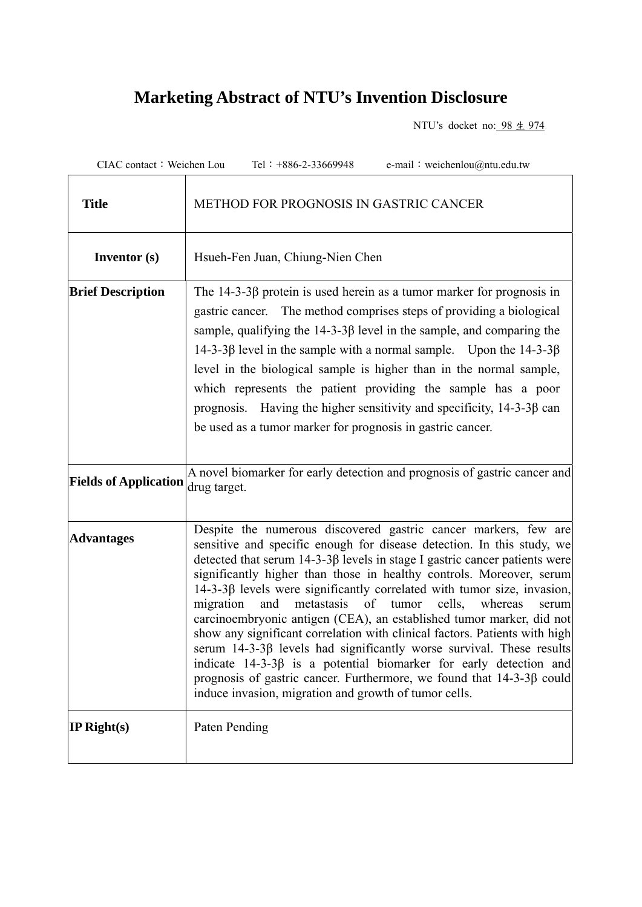# Marketing Abstract of NTU's Invention Disclosure

NTU's docket no: 98 生 974

CIAC contact：Weichen Lou Tel：+886-2-33669948 e-mail：weichenlou@ntu.edu.tw

| | |
|---|---|
| **Title** | METHOD FOR PROGNOSIS IN GASTRIC CANCER |
| **Inventor (s)** | Hsueh-Fen Juan, Chiung-Nien Chen |
| **Brief Description** | The 14-3-3β protein is used herein as a tumor marker for prognosis in gastric cancer. The method comprises steps of providing a biological sample, qualifying the 14-3-3β level in the sample, and comparing the 14-3-3β level in the sample with a normal sample. Upon the 14-3-3β level in the biological sample is higher than in the normal sample, which represents the patient providing the sample has a poor prognosis. Having the higher sensitivity and specificity, 14-3-3β can be used as a tumor marker for prognosis in gastric cancer. |
| **Fields of Application** | A novel biomarker for early detection and prognosis of gastric cancer and drug target. |
| **Advantages** | Despite the numerous discovered gastric cancer markers, few are sensitive and specific enough for disease detection. In this study, we detected that serum 14-3-3β levels in stage I gastric cancer patients were significantly higher than those in healthy controls. Moreover, serum 14-3-3β levels were significantly correlated with tumor size, invasion, migration and metastasis of tumor cells, whereas serum carcinoembryonic antigen (CEA), an established tumor marker, did not show any significant correlation with clinical factors. Patients with high serum 14-3-3β levels had significantly worse survival. These results indicate 14-3-3β is a potential biomarker for early detection and prognosis of gastric cancer. Furthermore, we found that 14-3-3β could induce invasion, migration and growth of tumor cells. |
| **IP Right(s)** | Paten Pending |